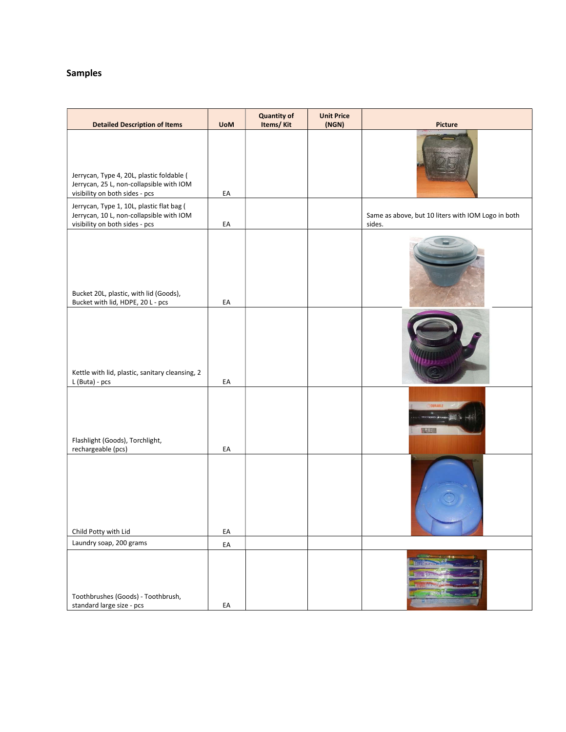## Samples

| Detailed Description of Items | UoM | Quantity of Items/ Kit | Unit Price (NGN) | Picture |
| --- | --- | --- | --- | --- |
| Jerrycan, Type 4, 20L, plastic foldable ( Jerrycan, 25 L, non-collapsible with IOM visibility on both sides - pcs | EA | | | |
| Jerrycan, Type 1, 10L, plastic flat bag ( Jerrycan, 10 L, non-collapsible with IOM visibility on both sides - pcs | EA | | | Same as above, but 10 liters with IOM Logo in both sides. |
| Bucket 20L, plastic, with lid (Goods), Bucket with lid, HDPE, 20 L - pcs | EA | | | |
| Kettle with lid, plastic, sanitary cleansing, 2 L (Buta) - pcs | EA | | | |
| Flashlight (Goods), Torchlight, rechargeable (pcs) | EA | | | |
| Child Potty with Lid | EA | | | |
| Laundry soap, 200 grams | EA | | | |
| Toothbrushes (Goods) - Toothbrush, standard large size - pcs | EA | | | |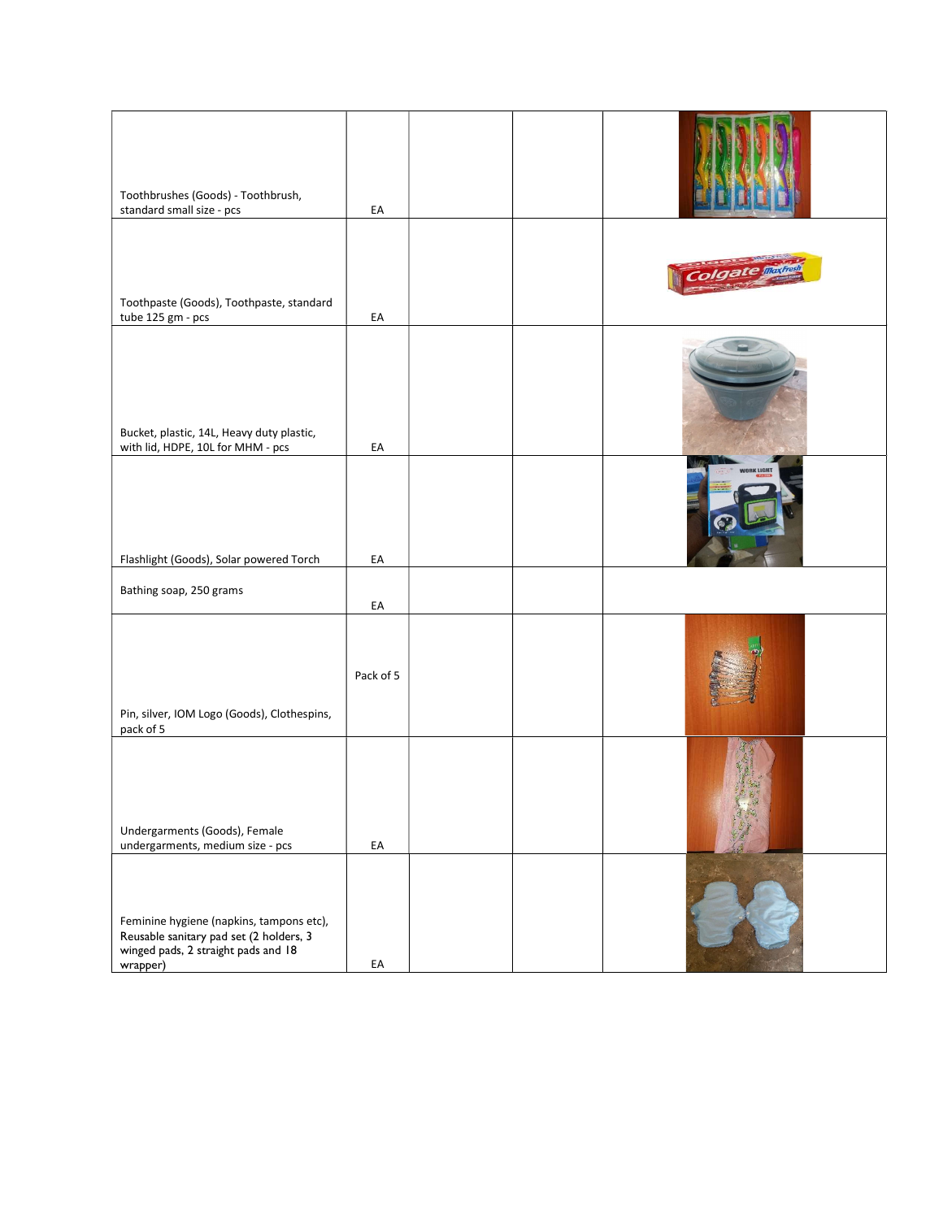| | | | | |
|---|---|---|---|---|
| Toothbrushes (Goods) - Toothbrush, standard small size - pcs | EA | | | |
| Toothpaste (Goods), Toothpaste, standard tube 125 gm - pcs | EA | | | |
| Bucket, plastic, 14L, Heavy duty plastic, with lid, HDPE, 10L for MHM - pcs | EA | | | |
| Flashlight (Goods), Solar powered Torch | EA | | | |
| Bathing soap, 250 grams | EA | | | |
| Pin, silver, IOM Logo (Goods), Clothespins, pack of 5 | Pack of 5 | | | |
| Undergarments (Goods), Female undergarments, medium size - pcs | EA | | | |
| Feminine hygiene (napkins, tampons etc), Reusable sanitary pad set (2 holders, 3 winged pads, 2 straight pads and 18 wrapper) | EA | | | |